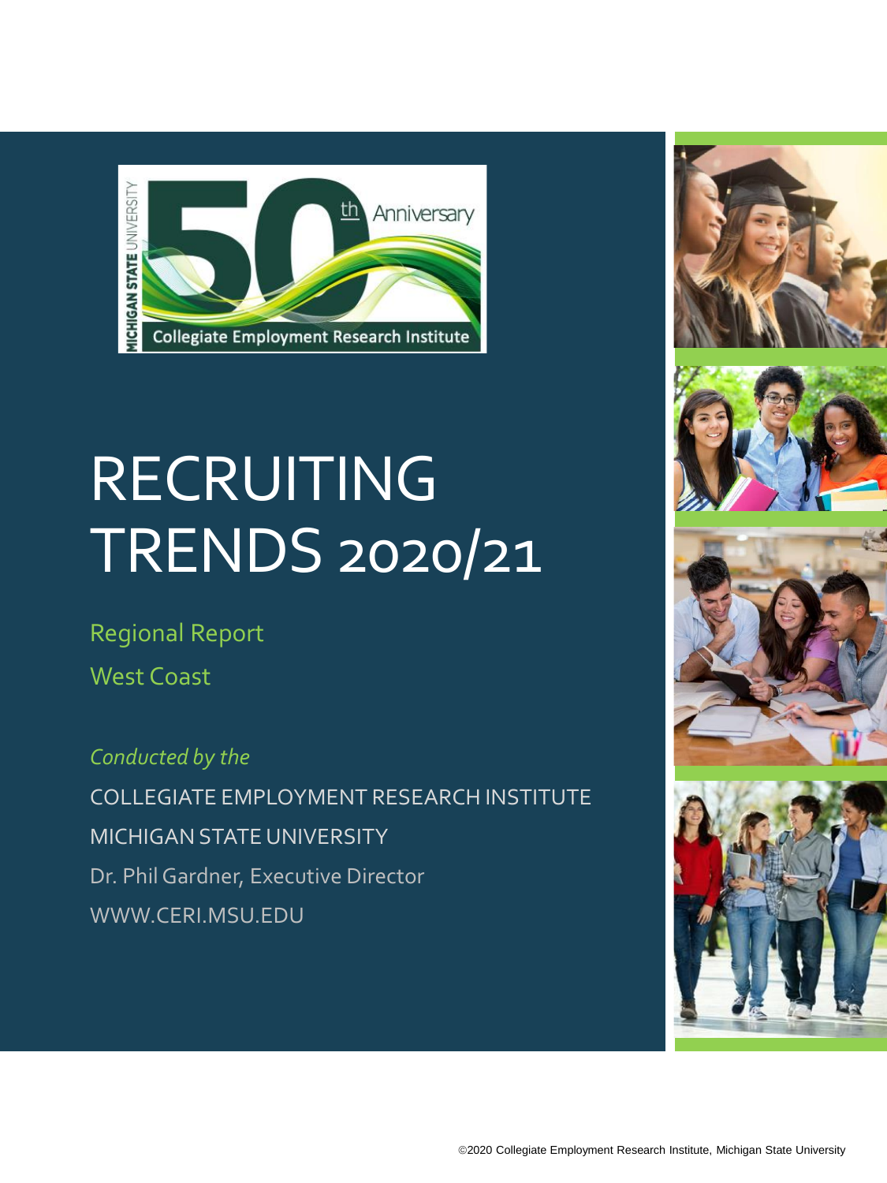MICHIGAN STATE UNIVERSITY

50th Anniversary

Collegiate Employment Research Institute

# RECRUITING TRENDS 2020/21

Regional Report

West Coast

*Conducted by the*

COLLEGIATE EMPLOYMENT RESEARCH INSTITUTE

MICHIGAN STATE UNIVERSITY

Dr. Phil Gardner, Executive Director

WWW.CERI.MSU.EDU

©2020 Collegiate Employment Research Institute, Michigan State University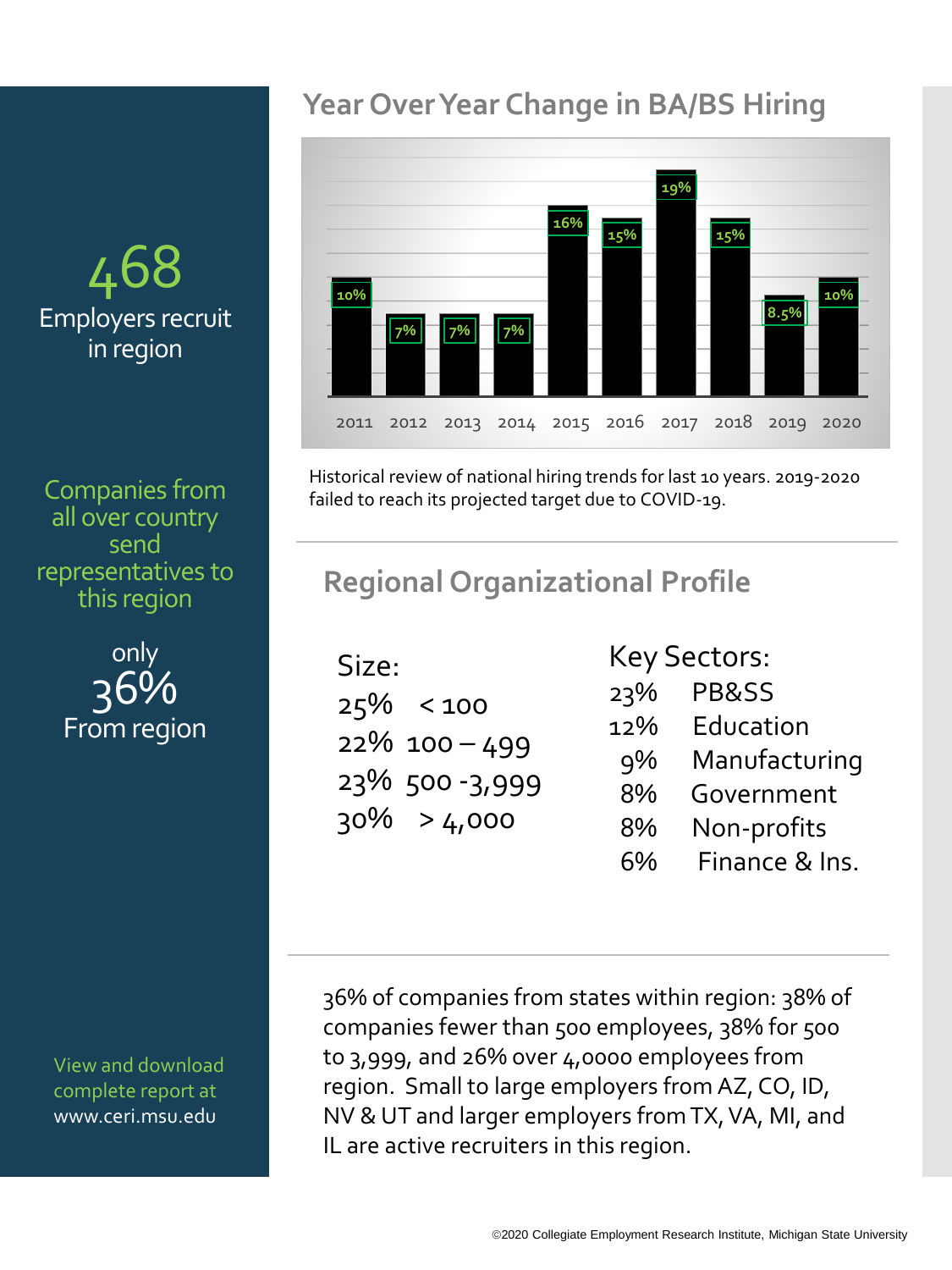**468**
Employers recruit in region

Companies from all over country send representatives to this region

only
**36%**
From region

View and download complete report at www.ceri.msu.edu

## Year Over Year Change in BA/BS Hiring

| Year | Change |
|---|---|
| 2011 | 10% |
| 2012 | 7% |
| 2013 | 7% |
| 2014 | 7% |
| 2015 | 16% |
| 2016 | 15% |
| 2017 | 19% |
| 2018 | 15% |
| 2019 | 8.5% |
| 2020 | 10% |

Historical review of national hiring trends for last 10 years. 2019-2020 failed to reach its projected target due to COVID-19.

## Regional Organizational Profile

**Size:**

| % | Size |
|---|---|
| 25% | < 100 |
| 22% | 100 – 499 |
| 23% | 500 -3,999 |
| 30% | > 4,000 |

**Key Sectors:**

| % | Sector |
|---|---|
| 23% | PB&SS |
| 12% | Education |
| 9% | Manufacturing |
| 8% | Government |
| 8% | Non-profits |
| 6% | Finance & Ins. |

36% of companies from states within region: 38% of companies fewer than 500 employees, 38% for 500 to 3,999, and 26% over 4,0000 employees from region. Small to large employers from AZ, CO, ID, NV & UT and larger employers from TX, VA, MI, and IL are active recruiters in this region.

©2020 Collegiate Employment Research Institute, Michigan State University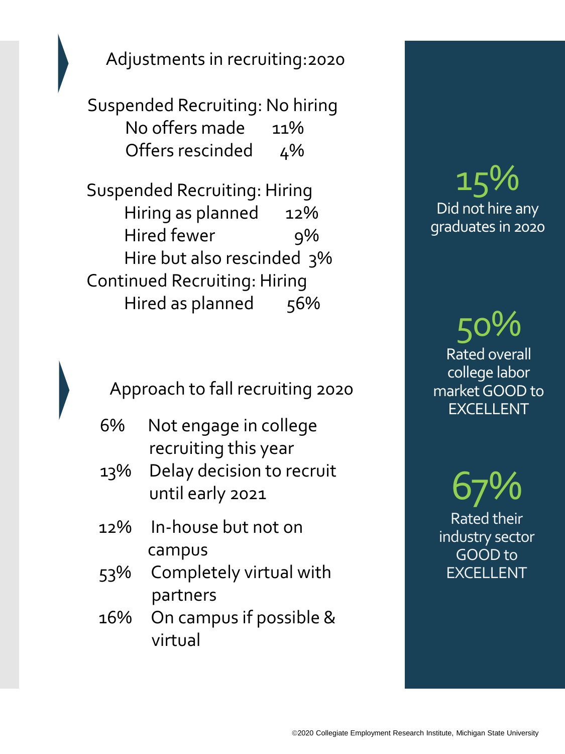## Adjustments in recruiting:2020

**Suspended Recruiting: No hiring**

- No offers made 11%
- Offers rescinded 4%

**Suspended Recruiting: Hiring**

- Hiring as planned 12%
- Hired fewer 9%
- Hire but also rescinded 3%

**Continued Recruiting: Hiring**

- Hired as planned 56%

## Approach to fall recruiting 2020

- 6% Not engage in college recruiting this year
- 13% Delay decision to recruit until early 2021
- 12% In-house but not on campus
- 53% Completely virtual with partners
- 16% On campus if possible & virtual

**15%**
Did not hire any graduates in 2020

**50%**
Rated overall college labor market GOOD to EXCELLENT

**67%**
Rated their industry sector GOOD to EXCELLENT

©2020 Collegiate Employment Research Institute, Michigan State University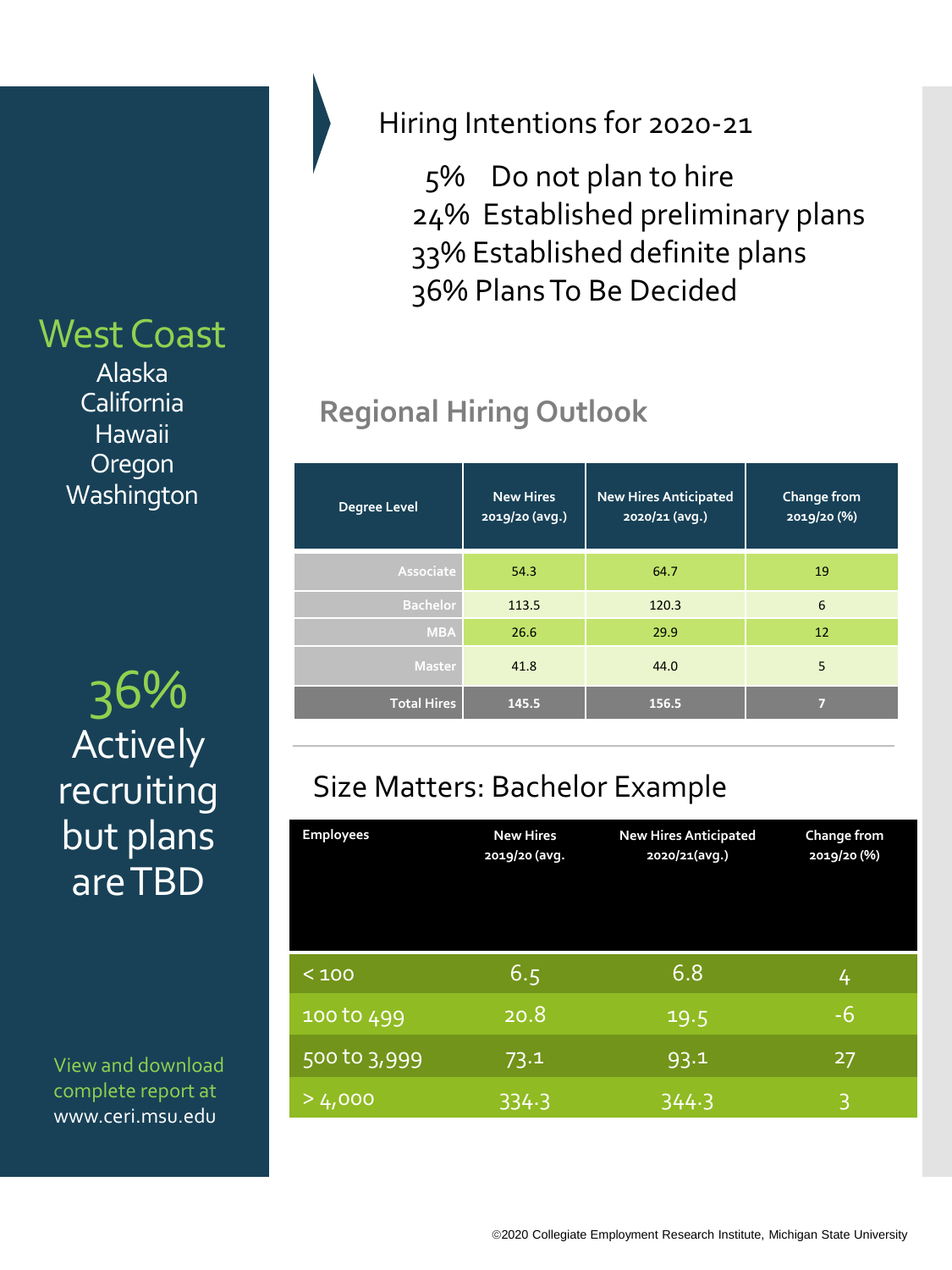## West Coast

Alaska
California
Hawaii
Oregon
Washington

**36%** Actively recruiting but plans are TBD

View and download complete report at www.ceri.msu.edu

## Hiring Intentions for 2020-21

- 5% Do not plan to hire
- 24% Established preliminary plans
- 33% Established definite plans
- 36% Plans To Be Decided

## Regional Hiring Outlook

| Degree Level | New Hires 2019/20 (avg.) | New Hires Anticipated 2020/21 (avg.) | Change from 2019/20 (%) |
|---|---|---|---|
| Associate | 54.3 | 64.7 | 19 |
| Bachelor | 113.5 | 120.3 | 6 |
| MBA | 26.6 | 29.9 | 12 |
| Master | 41.8 | 44.0 | 5 |
| **Total Hires** | **145.5** | **156.5** | **7** |

## Size Matters: Bachelor Example

| Employees | New Hires 2019/20 (avg. | New Hires Anticipated 2020/21(avg.) | Change from 2019/20 (%) |
|---|---|---|---|
| < 100 | 6.5 | 6.8 | 4 |
| 100 to 499 | 20.8 | 19.5 | -6 |
| 500 to 3,999 | 73.1 | 93.1 | 27 |
| > 4,000 | 334.3 | 344.3 | 3 |

©2020 Collegiate Employment Research Institute, Michigan State University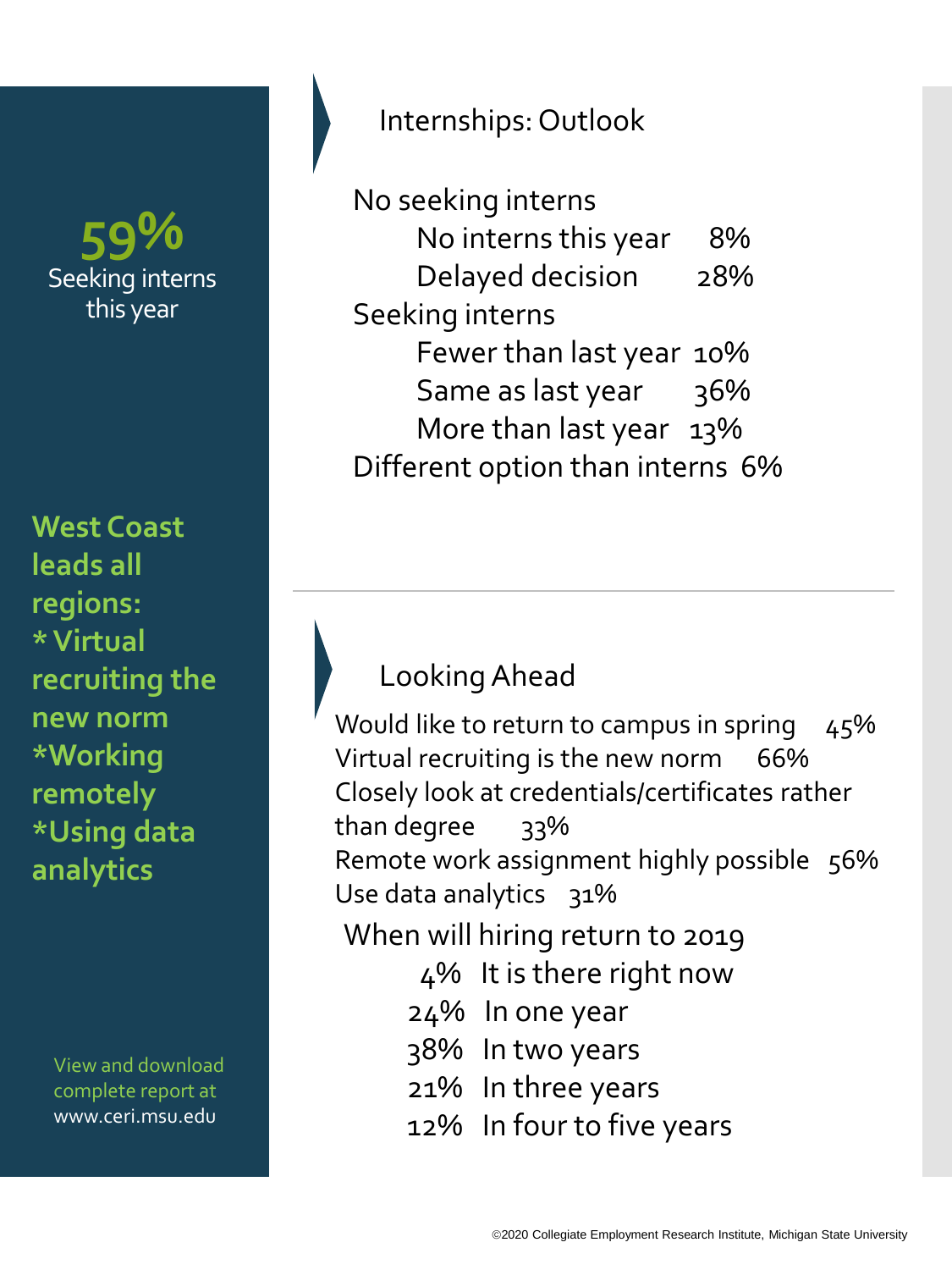**59%**
Seeking interns this year

**West Coast leads all regions:**
**\* Virtual recruiting the new norm**
**\*Working remotely**
**\*Using data analytics**

View and download complete report at www.ceri.msu.edu

## Internships: Outlook

No seeking interns

- No interns this year 8%
- Delayed decision 28%

Seeking interns

- Fewer than last year 10%
- Same as last year 36%
- More than last year 13%

Different option than interns 6%

## Looking Ahead

Would like to return to campus in spring 45%
Virtual recruiting is the new norm 66%
Closely look at credentials/certificates rather than degree 33%
Remote work assignment highly possible 56%
Use data analytics 31%

When will hiring return to 2019

- 4% It is there right now
- 24% In one year
- 38% In two years
- 21% In three years
- 12% In four to five years

©2020 Collegiate Employment Research Institute, Michigan State University